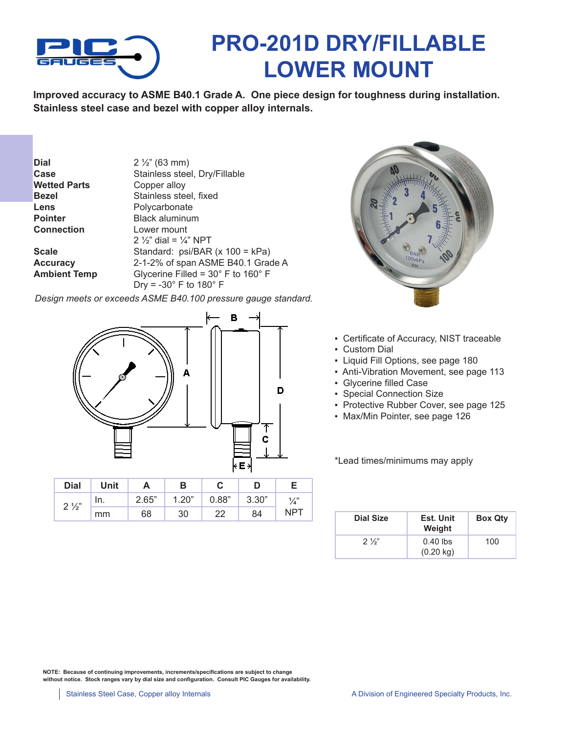# PRO-201D DRY/FILLABLE LOWER MOUNT

**Improved accuracy to ASME B40.1 Grade A. One piece design for toughness during installation. Stainless steel case and bezel with copper alloy internals.**

| | |
|---|---|
| **Dial** | 2 ½" (63 mm) |
| **Case** | Stainless steel, Dry/Fillable |
| **Wetted Parts** | Copper alloy |
| **Bezel** | Stainless steel, fixed |
| **Lens** | Polycarbonate |
| **Pointer** | Black aluminum |
| **Connection** | Lower mount<br>2 ½" dial = ¼" NPT |
| **Scale** | Standard: psi/BAR (x 100 = kPa) |
| **Accuracy** | 2-1-2% of span ASME B40.1 Grade A |
| **Ambient Temp** | Glycerine Filled = 30° F to 160° F<br>Dry = -30° F to 180° F |

*Design meets or exceeds ASME B40.100 pressure gauge standard.*

| Dial | Unit | A | B | C | D | E |
|---|---|---|---|---|---|---|
| 2 ½" | In. | 2.65" | 1.20" | 0.88" | 3.30" | ¼" NPT |
| | mm | 68 | 30 | 22 | 84 | |

- Certificate of Accuracy, NIST traceable
- Custom Dial
- Liquid Fill Options, see page 180
- Anti-Vibration Movement, see page 113
- Glycerine filled Case
- Special Connection Size
- Protective Rubber Cover, see page 125
- Max/Min Pointer, see page 126

*Lead times/minimums may apply

| Dial Size | Est. Unit Weight | Box Qty |
|---|---|---|
| 2 ½" | 0.40 lbs (0.20 kg) | 100 |

**NOTE: Because of continuing improvements, increments/specifications are subject to change without notice. Stock ranges vary by dial size and configuration. Consult PIC Gauges for availability.**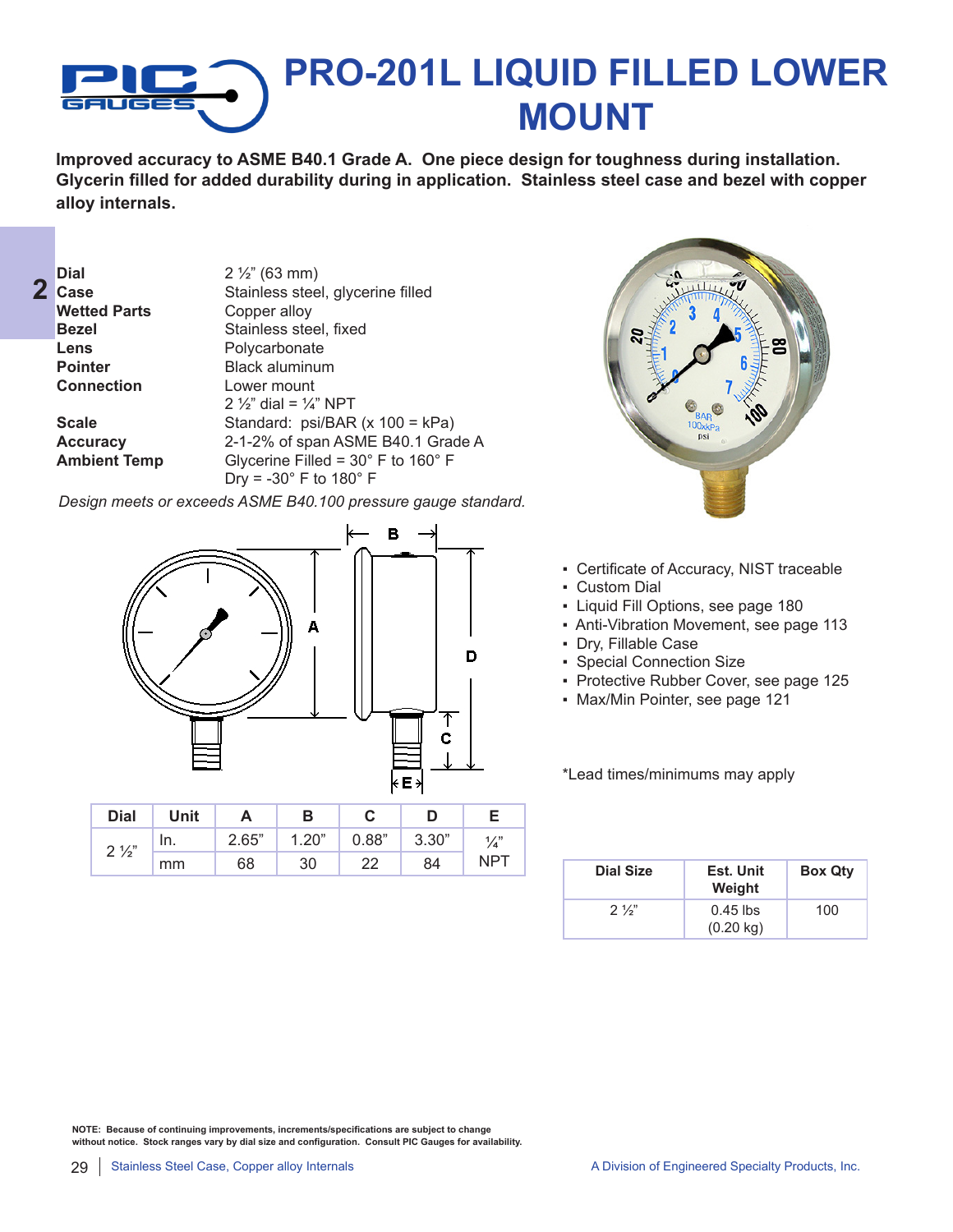# PRO-201L LIQUID FILLED LOWER MOUNT

**Improved accuracy to ASME B40.1 Grade A. One piece design for toughness during installation. Glycerin filled for added durability during in application. Stainless steel case and bezel with copper alloy internals.**

| | |
|---|---|
| **Dial** | 2 ½" (63 mm) |
| **Case** | Stainless steel, glycerine filled |
| **Wetted Parts** | Copper alloy |
| **Bezel** | Stainless steel, fixed |
| **Lens** | Polycarbonate |
| **Pointer** | Black aluminum |
| **Connection** | Lower mount<br>2 ½" dial = ¼" NPT |
| **Scale** | Standard: psi/BAR (x 100 = kPa) |
| **Accuracy** | 2-1-2% of span ASME B40.1 Grade A |
| **Ambient Temp** | Glycerine Filled = 30° F to 160° F<br>Dry = -30° F to 180° F |

*Design meets or exceeds ASME B40.100 pressure gauge standard.*

| Dial | Unit | A | B | C | D | E |
|---|---|---|---|---|---|---|
| 2 ½" | In. | 2.65" | 1.20" | 0.88" | 3.30" | ¼" NPT |
| | mm | 68 | 30 | 22 | 84 | |

- Certificate of Accuracy, NIST traceable
- Custom Dial
- Liquid Fill Options, see page 180
- Anti-Vibration Movement, see page 113
- Dry, Fillable Case
- Special Connection Size
- Protective Rubber Cover, see page 125
- Max/Min Pointer, see page 121

*Lead times/minimums may apply

| Dial Size | Est. Unit Weight | Box Qty |
|---|---|---|
| 2 ½" | 0.45 lbs (0.20 kg) | 100 |

**NOTE: Because of continuing improvements, increments/specifications are subject to change without notice. Stock ranges vary by dial size and configuration. Consult PIC Gauges for availability.**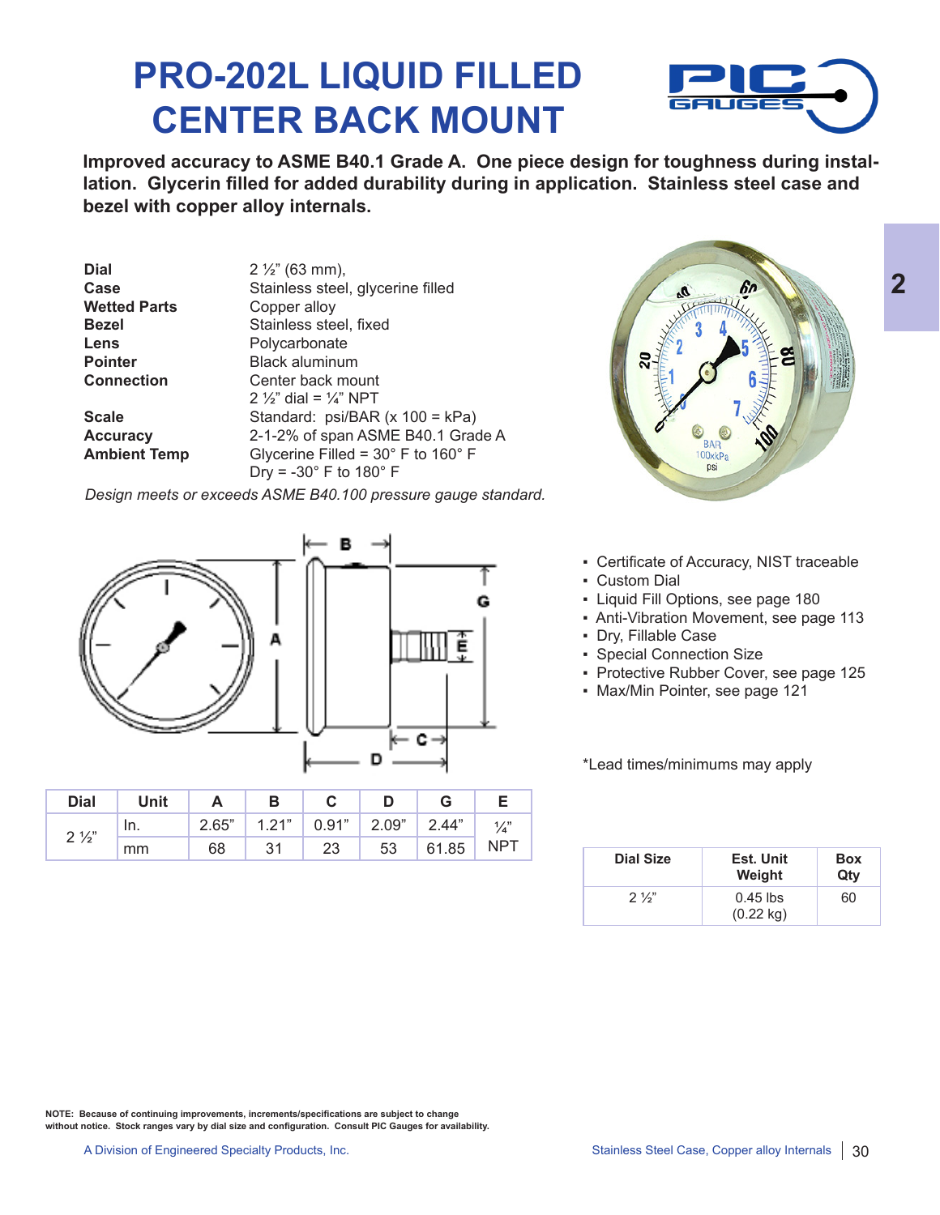# PRO-202L LIQUID FILLED CENTER BACK MOUNT

**Improved accuracy to ASME B40.1 Grade A. One piece design for toughness during installation. Glycerin filled for added durability during in application. Stainless steel case and bezel with copper alloy internals.**

| | |
|---|---|
| **Dial** | 2 ½" (63 mm), |
| **Case** | Stainless steel, glycerine filled |
| **Wetted Parts** | Copper alloy |
| **Bezel** | Stainless steel, fixed |
| **Lens** | Polycarbonate |
| **Pointer** | Black aluminum |
| **Connection** | Center back mount<br>2 ½" dial = ¼" NPT |
| **Scale** | Standard: psi/BAR (x 100 = kPa) |
| **Accuracy** | 2-1-2% of span ASME B40.1 Grade A |
| **Ambient Temp** | Glycerine Filled = 30° F to 160° F<br>Dry = -30° F to 180° F |

*Design meets or exceeds ASME B40.100 pressure gauge standard.*

| Dial | Unit | A | B | C | D | G | E |
|---|---|---|---|---|---|---|---|
| 2 ½" | In. | 2.65" | 1.21" | 0.91" | 2.09" | 2.44" | ¼" NPT |
| | mm | 68 | 31 | 23 | 53 | 61.85 | |

- Certificate of Accuracy, NIST traceable
- Custom Dial
- Liquid Fill Options, see page 180
- Anti-Vibration Movement, see page 113
- Dry, Fillable Case
- Special Connection Size
- Protective Rubber Cover, see page 125
- Max/Min Pointer, see page 121

*Lead times/minimums may apply

| Dial Size | Est. Unit Weight | Box Qty |
|---|---|---|
| 2 ½" | 0.45 lbs (0.22 kg) | 60 |

**NOTE: Because of continuing improvements, increments/specifications are subject to change without notice. Stock ranges vary by dial size and configuration. Consult PIC Gauges for availability.**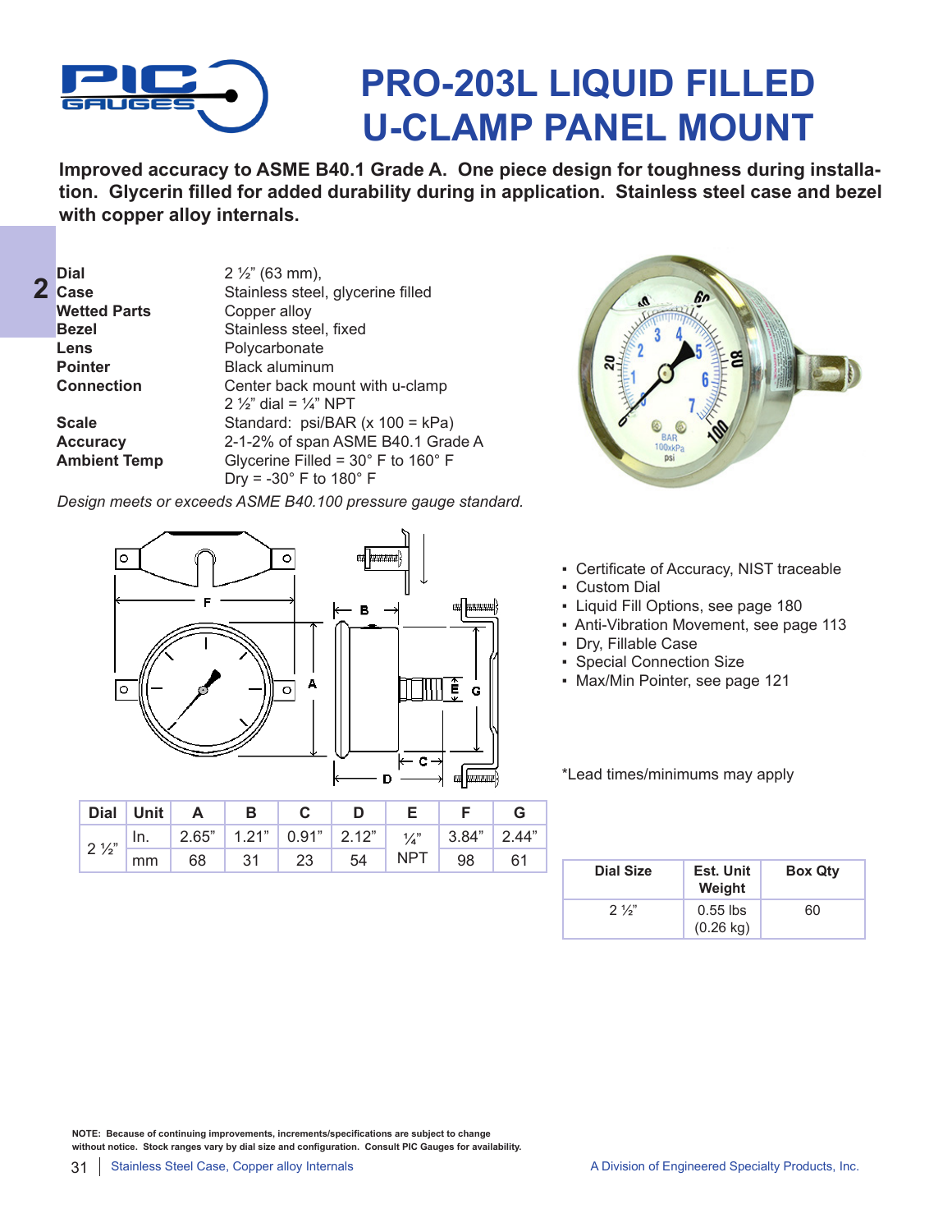# PRO-203L LIQUID FILLED U-CLAMP PANEL MOUNT

**Improved accuracy to ASME B40.1 Grade A. One piece design for toughness during installation. Glycerin filled for added durability during in application. Stainless steel case and bezel with copper alloy internals.**

| | |
|---|---|
| **Dial** | 2 ½" (63 mm), |
| **Case** | Stainless steel, glycerine filled |
| **Wetted Parts** | Copper alloy |
| **Bezel** | Stainless steel, fixed |
| **Lens** | Polycarbonate |
| **Pointer** | Black aluminum |
| **Connection** | Center back mount with u-clamp<br>2 ½" dial = ¼" NPT |
| **Scale** | Standard: psi/BAR (x 100 = kPa) |
| **Accuracy** | 2-1-2% of span ASME B40.1 Grade A |
| **Ambient Temp** | Glycerine Filled = 30° F to 160° F<br>Dry = -30° F to 180° F |

*Design meets or exceeds ASME B40.100 pressure gauge standard.*

| Dial | Unit | A | B | C | D | E | F | G |
|---|---|---|---|---|---|---|---|---|
| 2 ½" | In. | 2.65" | 1.21" | 0.91" | 2.12" | ¼" NPT | 3.84" | 2.44" |
| | mm | 68 | 31 | 23 | 54 | | 98 | 61 |

- Certificate of Accuracy, NIST traceable
- Custom Dial
- Liquid Fill Options, see page 180
- Anti-Vibration Movement, see page 113
- Dry, Fillable Case
- Special Connection Size
- Max/Min Pointer, see page 121

*Lead times/minimums may apply

| Dial Size | Est. Unit Weight | Box Qty |
|---|---|---|
| 2 ½" | 0.55 lbs (0.26 kg) | 60 |

**NOTE: Because of continuing improvements, increments/specifications are subject to change without notice. Stock ranges vary by dial size and configuration. Consult PIC Gauges for availability.**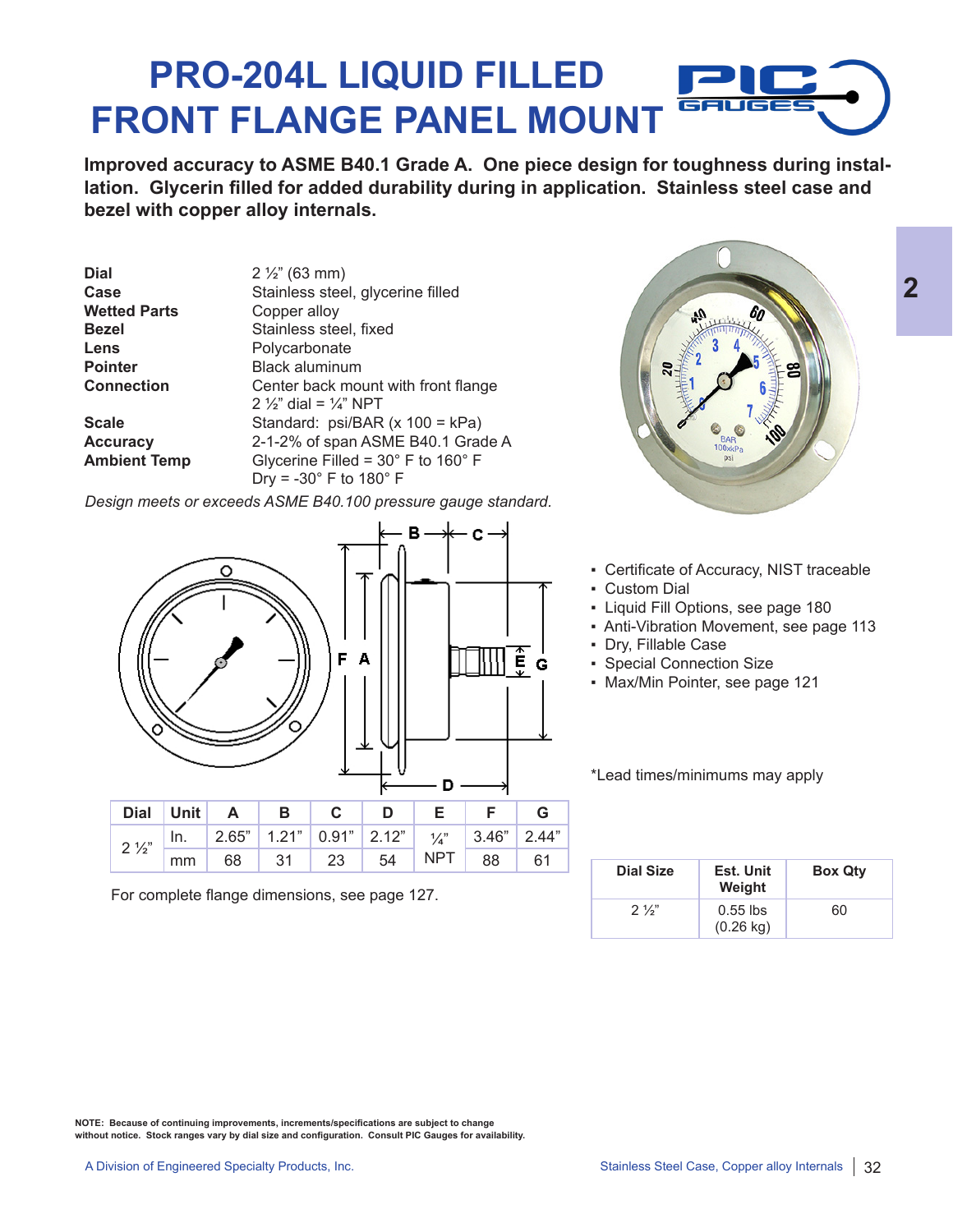# PRO-204L LIQUID FILLED FRONT FLANGE PANEL MOUNT

**Improved accuracy to ASME B40.1 Grade A. One piece design for toughness during installation. Glycerin filled for added durability during in application. Stainless steel case and bezel with copper alloy internals.**

| | |
|---|---|
| **Dial** | 2 ½" (63 mm) |
| **Case** | Stainless steel, glycerine filled |
| **Wetted Parts** | Copper alloy |
| **Bezel** | Stainless steel, fixed |
| **Lens** | Polycarbonate |
| **Pointer** | Black aluminum |
| **Connection** | Center back mount with front flange<br>2 ½" dial = ¼" NPT |
| **Scale** | Standard: psi/BAR (x 100 = kPa) |
| **Accuracy** | 2-1-2% of span ASME B40.1 Grade A |
| **Ambient Temp** | Glycerine Filled = 30° F to 160° F<br>Dry = -30° F to 180° F |

*Design meets or exceeds ASME B40.100 pressure gauge standard.*

| Dial | Unit | A | B | C | D | E | F | G |
|---|---|---|---|---|---|---|---|---|
| 2 ½" | In. | 2.65" | 1.21" | 0.91" | 2.12" | ¼" NPT | 3.46" | 2.44" |
| | mm | 68 | 31 | 23 | 54 | | 88 | 61 |

For complete flange dimensions, see page 127.

- Certificate of Accuracy, NIST traceable
- Custom Dial
- Liquid Fill Options, see page 180
- Anti-Vibration Movement, see page 113
- Dry, Fillable Case
- Special Connection Size
- Max/Min Pointer, see page 121

*Lead times/minimums may apply

| Dial Size | Est. Unit Weight | Box Qty |
|---|---|---|
| 2 ½" | 0.55 lbs (0.26 kg) | 60 |

**NOTE: Because of continuing improvements, increments/specifications are subject to change without notice. Stock ranges vary by dial size and configuration. Consult PIC Gauges for availability.**